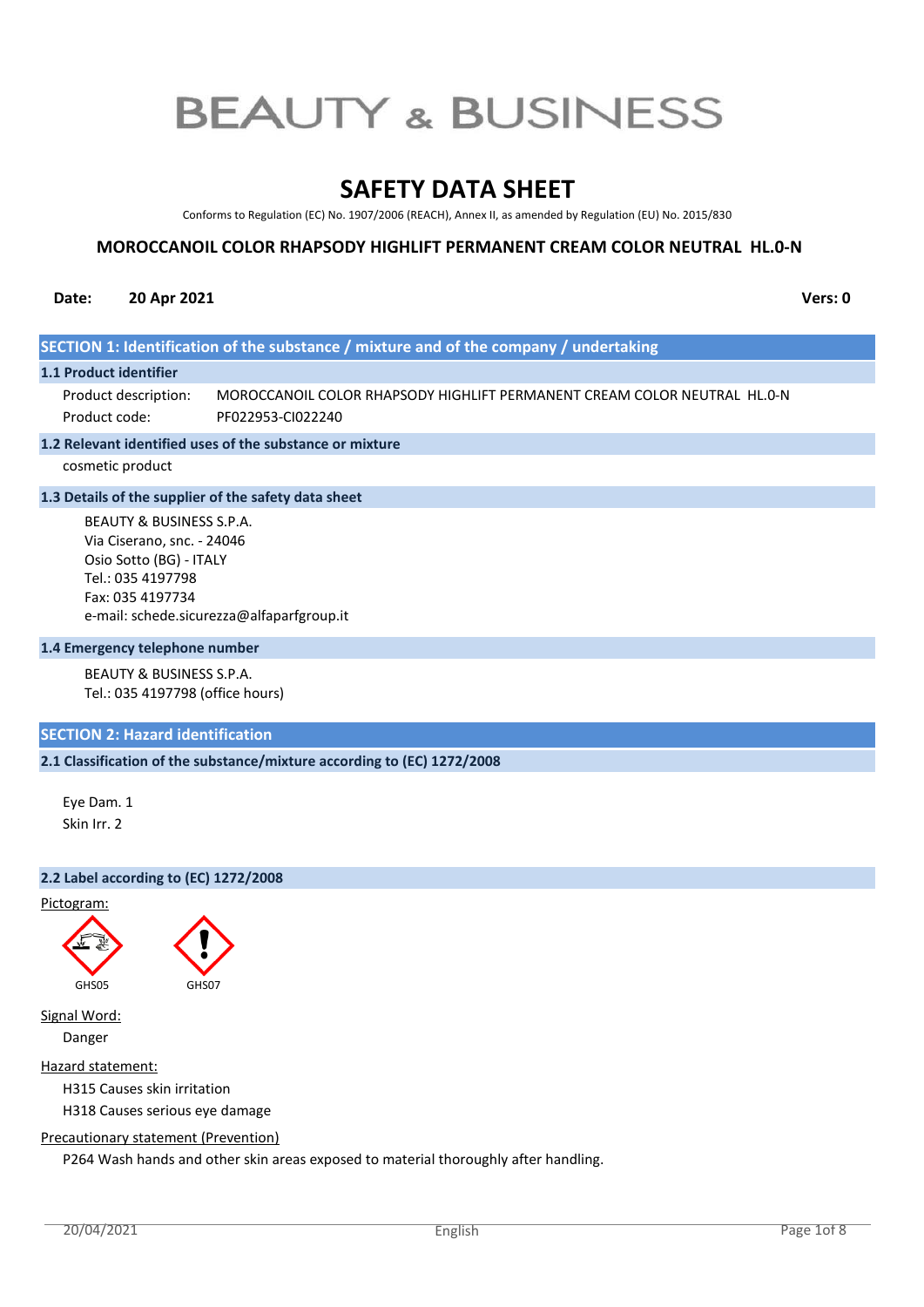# BEAUTY & BUSINESS

# SAFETY DATA SHEET

Conforms to Regulation (EC) No. 1907/2006 (REACH), Annex II, as amended by Regulation (EU) No. 2015/830

### MOROCCANOIL COLOR RHAPSODY HIGHLIFT PERMANENT CREAM COLOR NEUTRAL HL.0-N

**Date:** **20 Apr 2021** **Vers: 0**

## SECTION 1: Identification of the substance / mixture and of the company / undertaking

### 1.1 Product identifier

Product description: MOROCCANOIL COLOR RHAPSODY HIGHLIFT PERMANENT CREAM COLOR NEUTRAL HL.0-N
Product code: PF022953-CI022240

### 1.2 Relevant identified uses of the substance or mixture

cosmetic product

### 1.3 Details of the supplier of the safety data sheet

BEAUTY & BUSINESS S.P.A.
Via Ciserano, snc. - 24046
Osio Sotto (BG) - ITALY
Tel.: 035 4197798
Fax: 035 4197734
e-mail: schede.sicurezza@alfaparfgroup.it

### 1.4 Emergency telephone number

BEAUTY & BUSINESS S.P.A.
Tel.: 035 4197798 (office hours)

## SECTION 2: Hazard identification

### 2.1 Classification of the substance/mixture according to (EC) 1272/2008

Eye Dam. 1
Skin Irr. 2

### 2.2 Label according to (EC) 1272/2008

Pictogram:

GHS05 GHS07

Signal Word:

Danger

Hazard statement:

H315 Causes skin irritation
H318 Causes serious eye damage

Precautionary statement (Prevention)

P264 Wash hands and other skin areas exposed to material thoroughly after handling.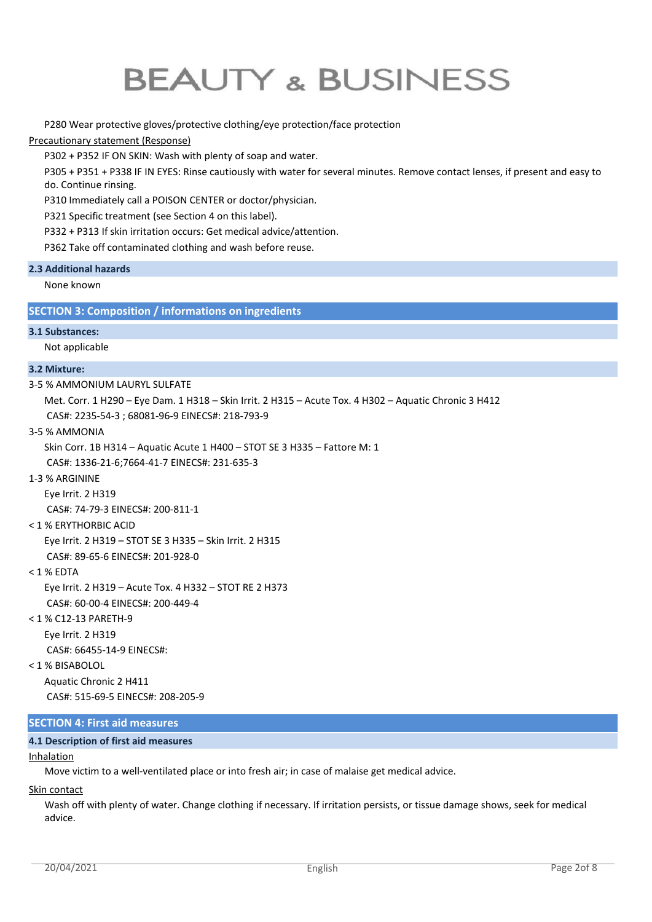P280 Wear protective gloves/protective clothing/eye protection/face protection

Precautionary statement (Response)

P302 + P352 IF ON SKIN: Wash with plenty of soap and water.

P305 + P351 + P338 IF IN EYES: Rinse cautiously with water for several minutes. Remove contact lenses, if present and easy to do. Continue rinsing.

P310 Immediately call a POISON CENTER or doctor/physician.

P321 Specific treatment (see Section 4 on this label).

P332 + P313 If skin irritation occurs: Get medical advice/attention.

P362 Take off contaminated clothing and wash before reuse.

### 2.3 Additional hazards

None known

## SECTION 3: Composition / informations on ingredients

### 3.1 Substances:

Not applicable

### 3.2 Mixture:

3-5 % AMMONIUM LAURYL SULFATE

Met. Corr. 1 H290 – Eye Dam. 1 H318 – Skin Irrit. 2 H315 – Acute Tox. 4 H302 – Aquatic Chronic 3 H412

CAS#: 2235-54-3 ; 68081-96-9 EINECS#: 218-793-9

3-5 % AMMONIA

Skin Corr. 1B H314 – Aquatic Acute 1 H400 – STOT SE 3 H335 – Fattore M: 1

CAS#: 1336-21-6;7664-41-7 EINECS#: 231-635-3

1-3 % ARGININE

Eye Irrit. 2 H319

CAS#: 74-79-3 EINECS#: 200-811-1

< 1 % ERYTHORBIC ACID

Eye Irrit. 2 H319 – STOT SE 3 H335 – Skin Irrit. 2 H315

CAS#: 89-65-6 EINECS#: 201-928-0

< 1 % EDTA

Eye Irrit. 2 H319 – Acute Tox. 4 H332 – STOT RE 2 H373

CAS#: 60-00-4 EINECS#: 200-449-4

< 1 % C12-13 PARETH-9

Eye Irrit. 2 H319

CAS#: 66455-14-9 EINECS#:

< 1 % BISABOLOL

Aquatic Chronic 2 H411

CAS#: 515-69-5 EINECS#: 208-205-9

## SECTION 4: First aid measures

### 4.1 Description of first aid measures

Inhalation

Move victim to a well-ventilated place or into fresh air; in case of malaise get medical advice.

Skin contact

Wash off with plenty of water. Change clothing if necessary. If irritation persists, or tissue damage shows, seek for medical advice.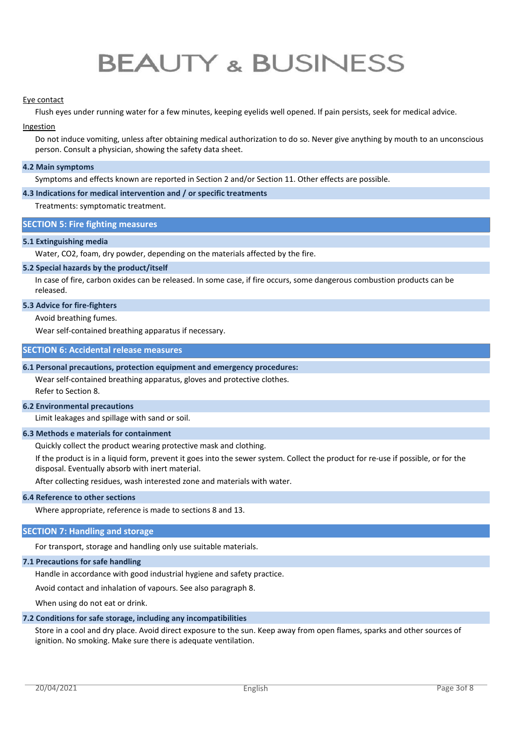#### Eye contact

Flush eyes under running water for a few minutes, keeping eyelids well opened. If pain persists, seek for medical advice.

#### Ingestion

Do not induce vomiting, unless after obtaining medical authorization to do so. Never give anything by mouth to an unconscious person. Consult a physician, showing the safety data sheet.

### 4.2 Main symptoms

Symptoms and effects known are reported in Section 2 and/or Section 11. Other effects are possible.

### 4.3 Indications for medical intervention and / or specific treatments

Treatments: symptomatic treatment.

## SECTION 5: Fire fighting measures

### 5.1 Extinguishing media

Water, $CO_2$, foam, dry powder, depending on the materials affected by the fire.

### 5.2 Special hazards by the product/itself

In case of fire, carbon oxides can be released. In some case, if fire occurs, some dangerous combustion products can be released.

### 5.3 Advice for fire-fighters

Avoid breathing fumes.

Wear self-contained breathing apparatus if necessary.

## SECTION 6: Accidental release measures

### 6.1 Personal precautions, protection equipment and emergency procedures:

Wear self-contained breathing apparatus, gloves and protective clothes.

Refer to Section 8.

### 6.2 Environmental precautions

Limit leakages and spillage with sand or soil.

### 6.3 Methods e materials for containment

Quickly collect the product wearing protective mask and clothing.

If the product is in a liquid form, prevent it goes into the sewer system. Collect the product for re-use if possible, or for the disposal. Eventually absorb with inert material.

After collecting residues, wash interested zone and materials with water.

### 6.4 Reference to other sections

Where appropriate, reference is made to sections 8 and 13.

## SECTION 7: Handling and storage

For transport, storage and handling only use suitable materials.

### 7.1 Precautions for safe handling

Handle in accordance with good industrial hygiene and safety practice.

Avoid contact and inhalation of vapours. See also paragraph 8.

When using do not eat or drink.

### 7.2 Conditions for safe storage, including any incompatibilities

Store in a cool and dry place. Avoid direct exposure to the sun. Keep away from open flames, sparks and other sources of ignition. No smoking. Make sure there is adequate ventilation.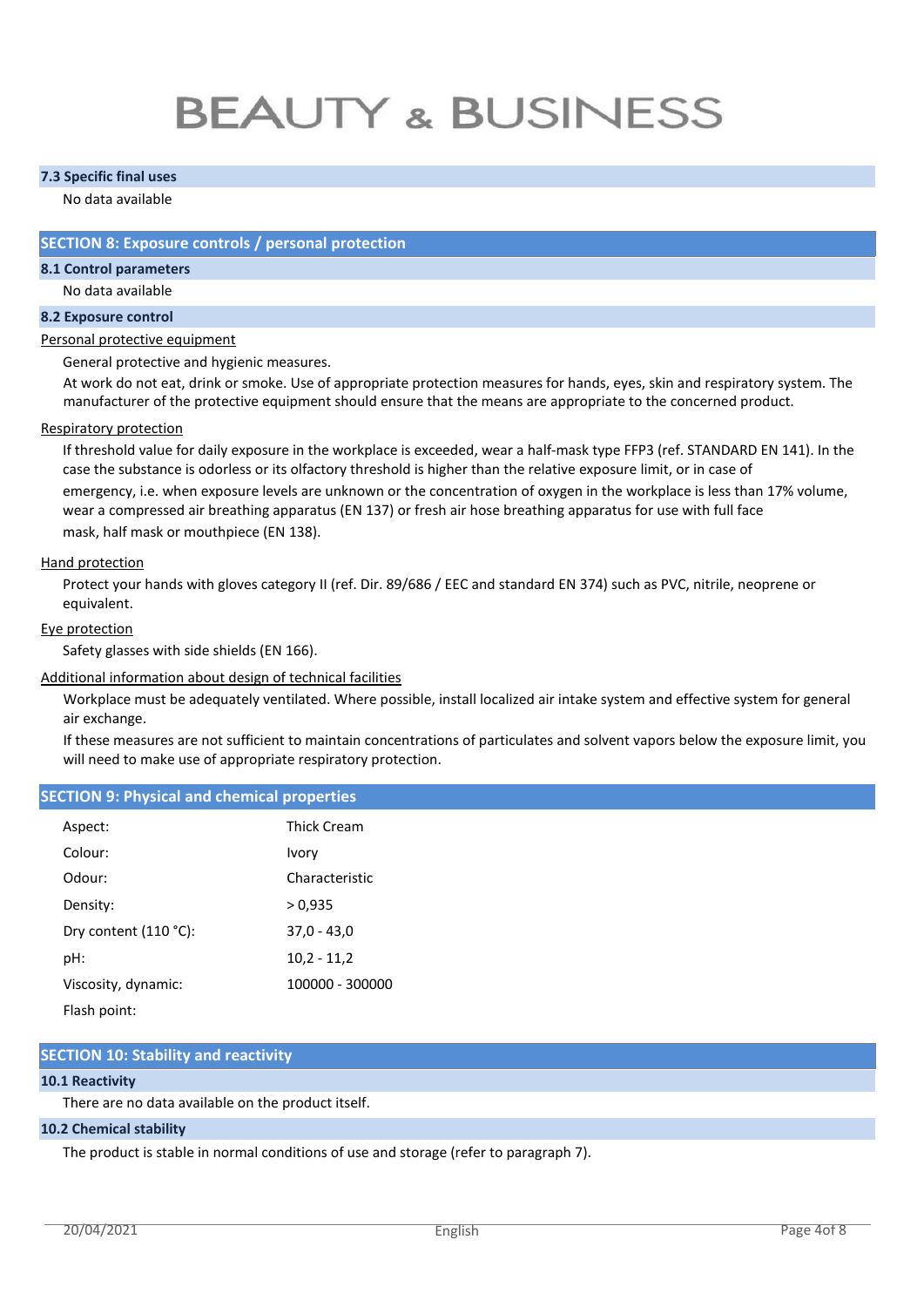### 7.3 Specific final uses

No data available

## SECTION 8: Exposure controls / personal protection

### 8.1 Control parameters

No data available

### 8.2 Exposure control

Personal protective equipment

General protective and hygienic measures.

At work do not eat, drink or smoke. Use of appropriate protection measures for hands, eyes, skin and respiratory system. The manufacturer of the protective equipment should ensure that the means are appropriate to the concerned product.

Respiratory protection

If threshold value for daily exposure in the workplace is exceeded, wear a half-mask type FFP3 (ref. STANDARD EN 141). In the case the substance is odorless or its olfactory threshold is higher than the relative exposure limit, or in case of emergency, i.e. when exposure levels are unknown or the concentration of oxygen in the workplace is less than 17% volume, wear a compressed air breathing apparatus (EN 137) or fresh air hose breathing apparatus for use with full face mask, half mask or mouthpiece (EN 138).

Hand protection

Protect your hands with gloves category II (ref. Dir. 89/686 / EEC and standard EN 374) such as PVC, nitrile, neoprene or equivalent.

Eye protection

Safety glasses with side shields (EN 166).

Additional information about design of technical facilities

Workplace must be adequately ventilated. Where possible, install localized air intake system and effective system for general air exchange.

If these measures are not sufficient to maintain concentrations of particulates and solvent vapors below the exposure limit, you will need to make use of appropriate respiratory protection.

## SECTION 9: Physical and chemical properties

| | |
|---|---|
| Aspect: | Thick Cream |
| Colour: | Ivory |
| Odour: | Characteristic |
| Density: | > 0,935 |
| Dry content (110 °C): | 37,0 - 43,0 |
| pH: | 10,2 - 11,2 |
| Viscosity, dynamic: | 100000 - 300000 |
| Flash point: | |

## SECTION 10: Stability and reactivity

### 10.1 Reactivity

There are no data available on the product itself.

### 10.2 Chemical stability

The product is stable in normal conditions of use and storage (refer to paragraph 7).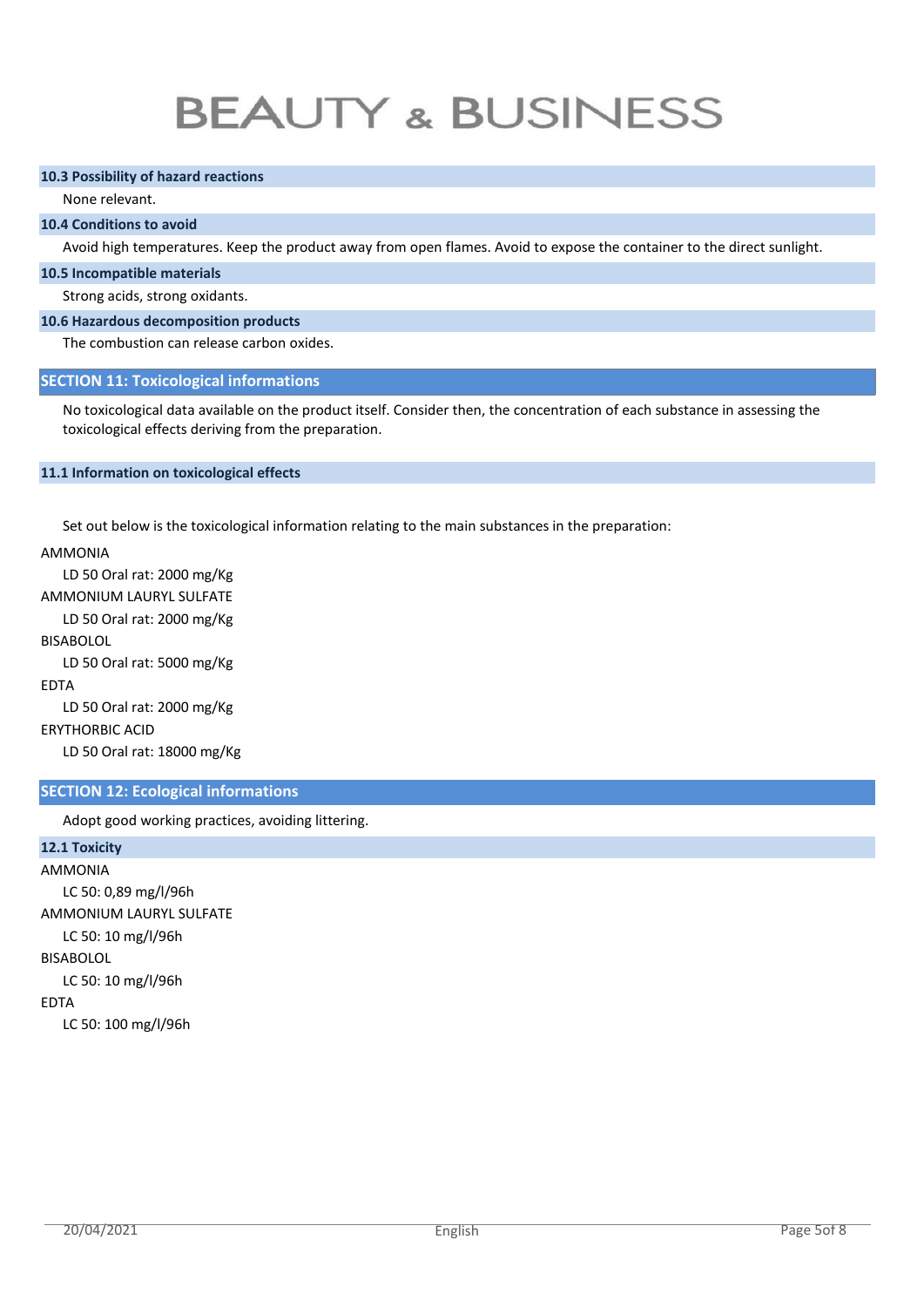### 10.3 Possibility of hazard reactions

None relevant.

### 10.4 Conditions to avoid

Avoid high temperatures. Keep the product away from open flames. Avoid to expose the container to the direct sunlight.

### 10.5 Incompatible materials

Strong acids, strong oxidants.

### 10.6 Hazardous decomposition products

The combustion can release carbon oxides.

## SECTION 11: Toxicological informations

No toxicological data available on the product itself. Consider then, the concentration of each substance in assessing the toxicological effects deriving from the preparation.

### 11.1 Information on toxicological effects

Set out below is the toxicological information relating to the main substances in the preparation:

AMMONIA
LD 50 Oral rat: 2000 mg/Kg

AMMONIUM LAURYL SULFATE
LD 50 Oral rat: 2000 mg/Kg

BISABOLOL
LD 50 Oral rat: 5000 mg/Kg

EDTA
LD 50 Oral rat: 2000 mg/Kg

ERYTHORBIC ACID
LD 50 Oral rat: 18000 mg/Kg

## SECTION 12: Ecological informations

Adopt good working practices, avoiding littering.

### 12.1 Toxicity

AMMONIA
LC 50: 0,89 mg/l/96h

AMMONIUM LAURYL SULFATE
LC 50: 10 mg/l/96h

BISABOLOL
LC 50: 10 mg/l/96h

EDTA
LC 50: 100 mg/l/96h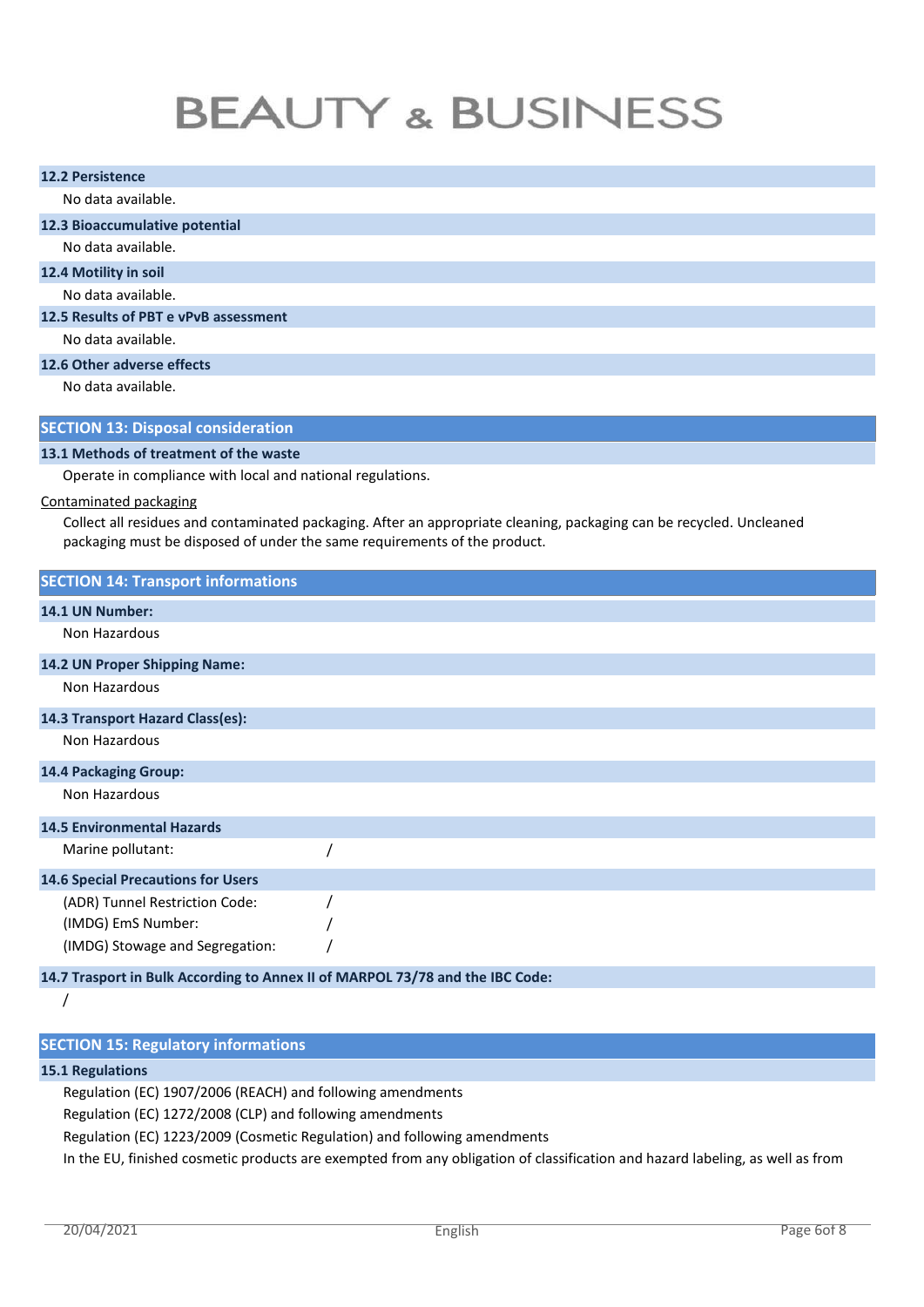### 12.2 Persistence

No data available.

### 12.3 Bioaccumulative potential

No data available.

### 12.4 Motility in soil

No data available.

### 12.5 Results of PBT e vPvB assessment

No data available.

### 12.6 Other adverse effects

No data available.

## SECTION 13: Disposal consideration

### 13.1 Methods of treatment of the waste

Operate in compliance with local and national regulations.

Contaminated packaging

Collect all residues and contaminated packaging. After an appropriate cleaning, packaging can be recycled. Uncleaned packaging must be disposed of under the same requirements of the product.

## SECTION 14: Transport informations

### 14.1 UN Number:

Non Hazardous

### 14.2 UN Proper Shipping Name:

Non Hazardous

### 14.3 Transport Hazard Class(es):

Non Hazardous

### 14.4 Packaging Group:

Non Hazardous

### 14.5 Environmental Hazards

Marine pollutant: /

### 14.6 Special Precautions for Users

(ADR) Tunnel Restriction Code: /

(IMDG) EmS Number: /

(IMDG) Stowage and Segregation: /

### 14.7 Trasport in Bulk According to Annex II of MARPOL 73/78 and the IBC Code:

/

## SECTION 15: Regulatory informations

### 15.1 Regulations

Regulation (EC) 1907/2006 (REACH) and following amendments

Regulation (EC) 1272/2008 (CLP) and following amendments

Regulation (EC) 1223/2009 (Cosmetic Regulation) and following amendments

In the EU, finished cosmetic products are exempted from any obligation of classification and hazard labeling, as well as from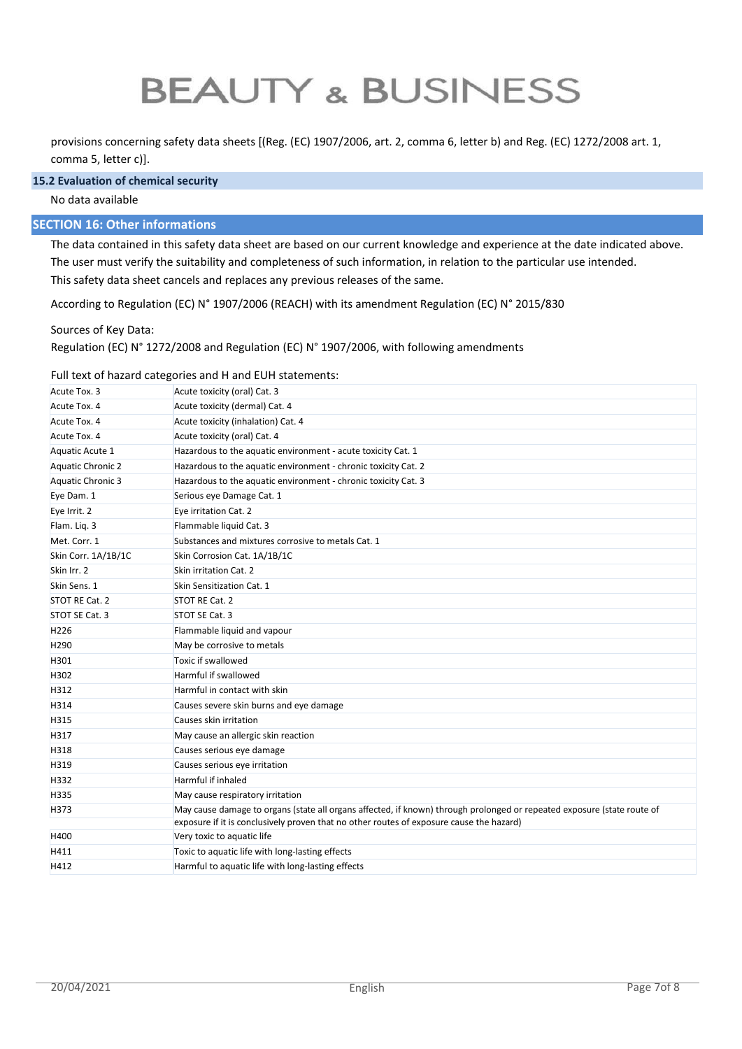provisions concerning safety data sheets [(Reg. (EC) 1907/2006, art. 2, comma 6, letter b) and Reg. (EC) 1272/2008 art. 1, comma 5, letter c)].

### 15.2 Evaluation of chemical security

No data available

## SECTION 16: Other informations

The data contained in this safety data sheet are based on our current knowledge and experience at the date indicated above.
The user must verify the suitability and completeness of such information, in relation to the particular use intended.
This safety data sheet cancels and replaces any previous releases of the same.

According to Regulation (EC) N° 1907/2006 (REACH) with its amendment Regulation (EC) N° 2015/830

Sources of Key Data:
Regulation (EC) N° 1272/2008 and Regulation (EC) N° 1907/2006, with following amendments

Full text of hazard categories and H and EUH statements:

| | |
|---|---|
| Acute Tox. 3 | Acute toxicity (oral) Cat. 3 |
| Acute Tox. 4 | Acute toxicity (dermal) Cat. 4 |
| Acute Tox. 4 | Acute toxicity (inhalation) Cat. 4 |
| Acute Tox. 4 | Acute toxicity (oral) Cat. 4 |
| Aquatic Acute 1 | Hazardous to the aquatic environment - acute toxicity Cat. 1 |
| Aquatic Chronic 2 | Hazardous to the aquatic environment - chronic toxicity Cat. 2 |
| Aquatic Chronic 3 | Hazardous to the aquatic environment - chronic toxicity Cat. 3 |
| Eye Dam. 1 | Serious eye Damage Cat. 1 |
| Eye Irrit. 2 | Eye irritation Cat. 2 |
| Flam. Liq. 3 | Flammable liquid Cat. 3 |
| Met. Corr. 1 | Substances and mixtures corrosive to metals Cat. 1 |
| Skin Corr. 1A/1B/1C | Skin Corrosion Cat. 1A/1B/1C |
| Skin Irr. 2 | Skin irritation Cat. 2 |
| Skin Sens. 1 | Skin Sensitization Cat. 1 |
| STOT RE Cat. 2 | STOT RE Cat. 2 |
| STOT SE Cat. 3 | STOT SE Cat. 3 |
| H226 | Flammable liquid and vapour |
| H290 | May be corrosive to metals |
| H301 | Toxic if swallowed |
| H302 | Harmful if swallowed |
| H312 | Harmful in contact with skin |
| H314 | Causes severe skin burns and eye damage |
| H315 | Causes skin irritation |
| H317 | May cause an allergic skin reaction |
| H318 | Causes serious eye damage |
| H319 | Causes serious eye irritation |
| H332 | Harmful if inhaled |
| H335 | May cause respiratory irritation |
| H373 | May cause damage to organs (state all organs affected, if known) through prolonged or repeated exposure (state route of exposure if it is conclusively proven that no other routes of exposure cause the hazard) |
| H400 | Very toxic to aquatic life |
| H411 | Toxic to aquatic life with long-lasting effects |
| H412 | Harmful to aquatic life with long-lasting effects |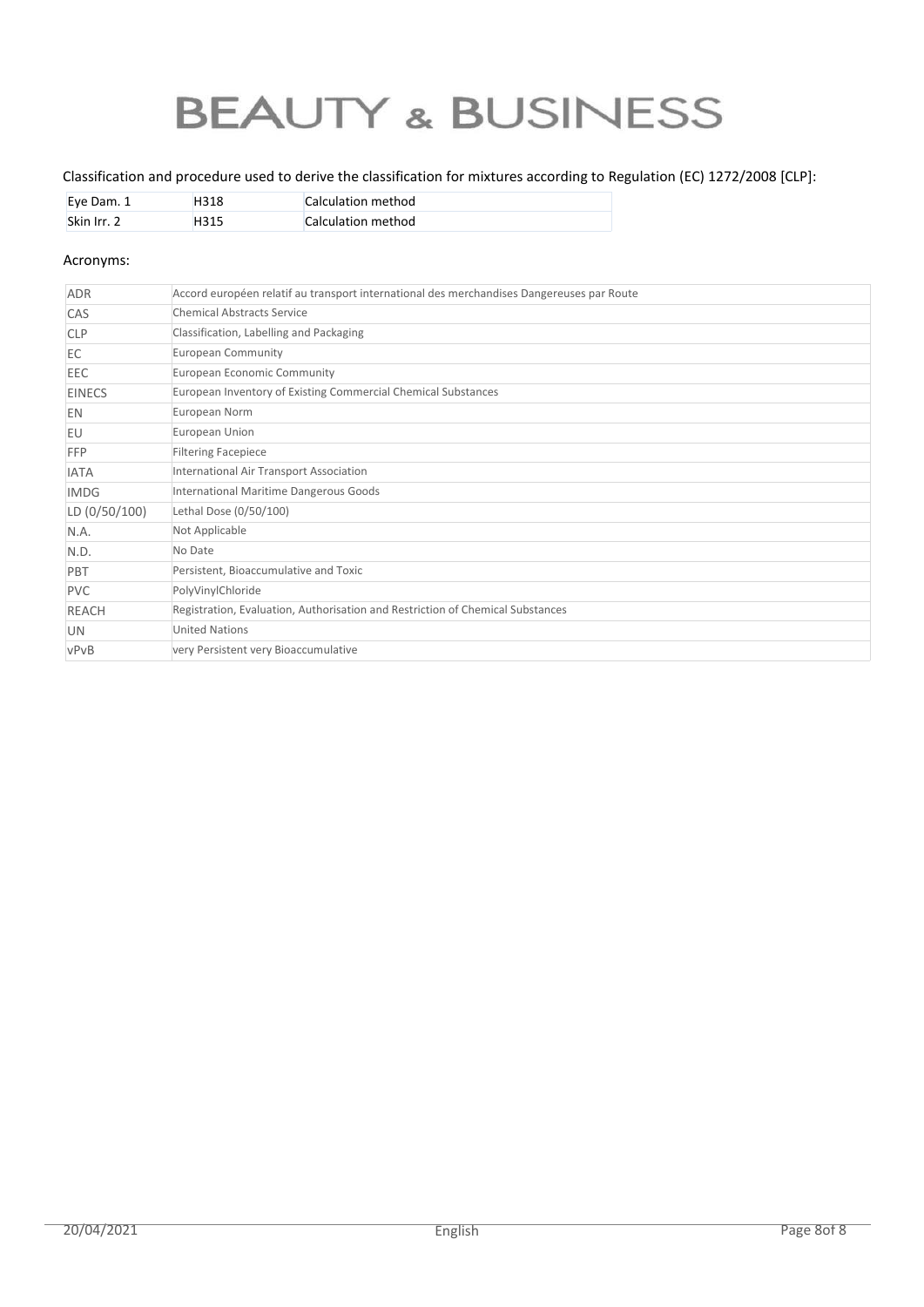Classification and procedure used to derive the classification for mixtures according to Regulation (EC) 1272/2008 [CLP]:

| | | |
|---|---|---|
| Eye Dam. 1 | H318 | Calculation method |
| Skin Irr. 2 | H315 | Calculation method |

Acronyms:

| | |
|---|---|
| ADR | Accord européen relatif au transport international des merchandises Dangereuses par Route |
| CAS | Chemical Abstracts Service |
| CLP | Classification, Labelling and Packaging |
| EC | European Community |
| EEC | European Economic Community |
| EINECS | European Inventory of Existing Commercial Chemical Substances |
| EN | European Norm |
| EU | European Union |
| FFP | Filtering Facepiece |
| IATA | International Air Transport Association |
| IMDG | International Maritime Dangerous Goods |
| LD (0/50/100) | Lethal Dose (0/50/100) |
| N.A. | Not Applicable |
| N.D. | No Date |
| PBT | Persistent, Bioaccumulative and Toxic |
| PVC | PolyVinylChloride |
| REACH | Registration, Evaluation, Authorisation and Restriction of Chemical Substances |
| UN | United Nations |
| vPvB | very Persistent very Bioaccumulative |